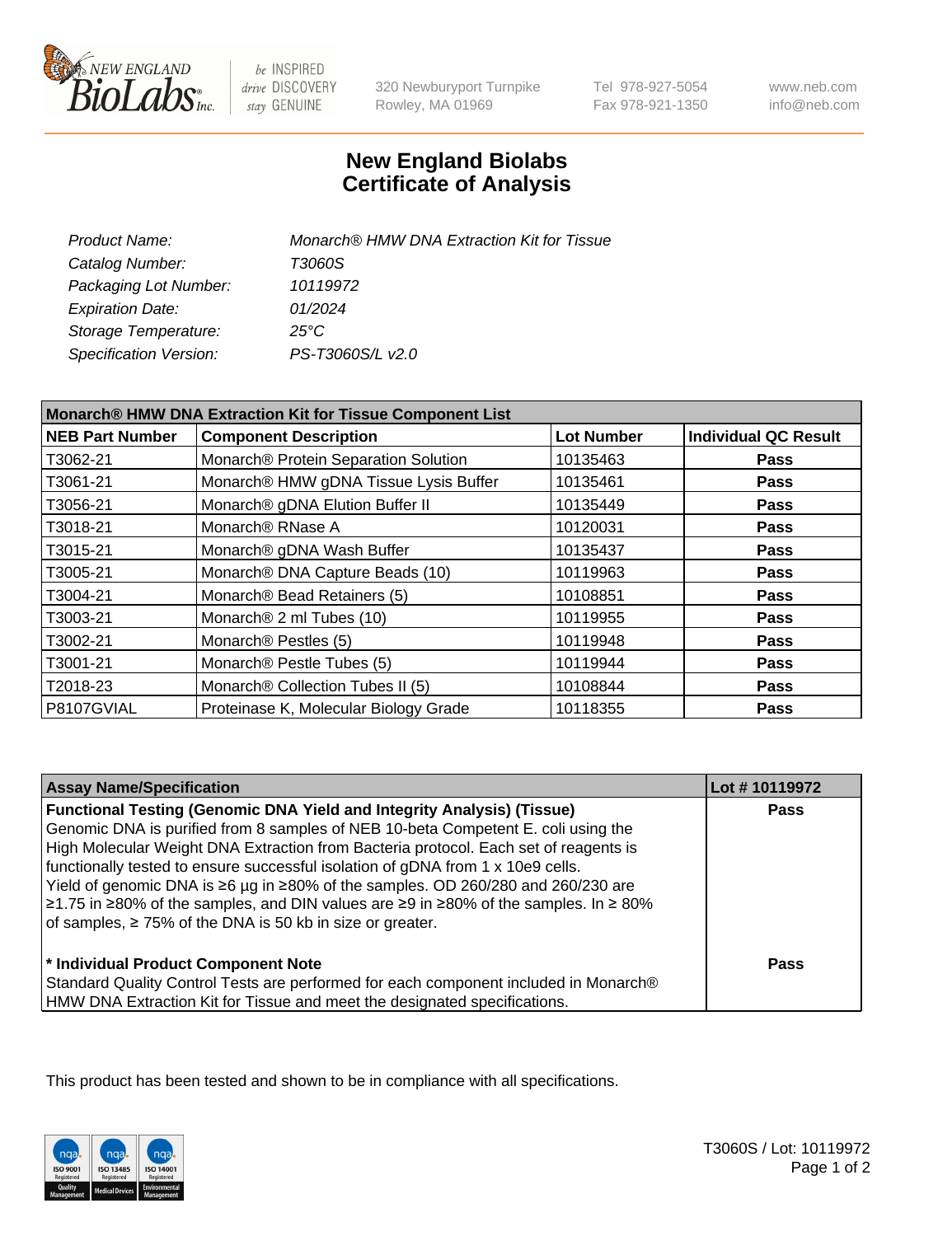NEW ENGLAND BioLabs Inc. — be INSPIRED drive DISCOVERY stay GENUINE

320 Newburyport Turnpike
Rowley, MA 01969

Tel 978-927-5054
Fax 978-921-1350

www.neb.com
info@neb.com

# New England Biolabs
# Certificate of Analysis

| | |
|---|---|
| *Product Name:* | *Monarch® HMW DNA Extraction Kit for Tissue* |
| *Catalog Number:* | *T3060S* |
| *Packaging Lot Number:* | *10119972* |
| *Expiration Date:* | *01/2024* |
| *Storage Temperature:* | *25°C* |
| *Specification Version:* | *PS-T3060S/L v2.0* |

| **Monarch® HMW DNA Extraction Kit for Tissue Component List** | | | |
|---|---|---|---|
| **NEB Part Number** | **Component Description** | **Lot Number** | **Individual QC Result** |
| T3062-21 | Monarch® Protein Separation Solution | 10135463 | **Pass** |
| T3061-21 | Monarch® HMW gDNA Tissue Lysis Buffer | 10135461 | **Pass** |
| T3056-21 | Monarch® gDNA Elution Buffer II | 10135449 | **Pass** |
| T3018-21 | Monarch® RNase A | 10120031 | **Pass** |
| T3015-21 | Monarch® gDNA Wash Buffer | 10135437 | **Pass** |
| T3005-21 | Monarch® DNA Capture Beads (10) | 10119963 | **Pass** |
| T3004-21 | Monarch® Bead Retainers (5) | 10108851 | **Pass** |
| T3003-21 | Monarch® 2 ml Tubes (10) | 10119955 | **Pass** |
| T3002-21 | Monarch® Pestles (5) | 10119948 | **Pass** |
| T3001-21 | Monarch® Pestle Tubes (5) | 10119944 | **Pass** |
| T2018-23 | Monarch® Collection Tubes II (5) | 10108844 | **Pass** |
| P8107GVIAL | Proteinase K, Molecular Biology Grade | 10118355 | **Pass** |

| **Assay Name/Specification** | **Lot # 10119972** |
|---|---|
| **Functional Testing (Genomic DNA Yield and Integrity Analysis) (Tissue)** Genomic DNA is purified from 8 samples of NEB 10-beta Competent E. coli using the High Molecular Weight DNA Extraction from Bacteria protocol. Each set of reagents is functionally tested to ensure successful isolation of gDNA from 1 x 10e9 cells. Yield of genomic DNA is ≥6 µg in ≥80% of the samples. OD 260/280 and 260/230 are ≥1.75 in ≥80% of the samples, and DIN values are ≥9 in ≥80% of the samples. In ≥ 80% of samples, ≥ 75% of the DNA is 50 kb in size or greater. | **Pass** |
| **\* Individual Product Component Note** Standard Quality Control Tests are performed for each component included in Monarch® HMW DNA Extraction Kit for Tissue and meet the designated specifications. | **Pass** |

This product has been tested and shown to be in compliance with all specifications.

ISO 9001 Registered Quality Management | ISO 13485 Registered Medical Devices | ISO 14001 Registered Environmental Management

T3060S / Lot: 10119972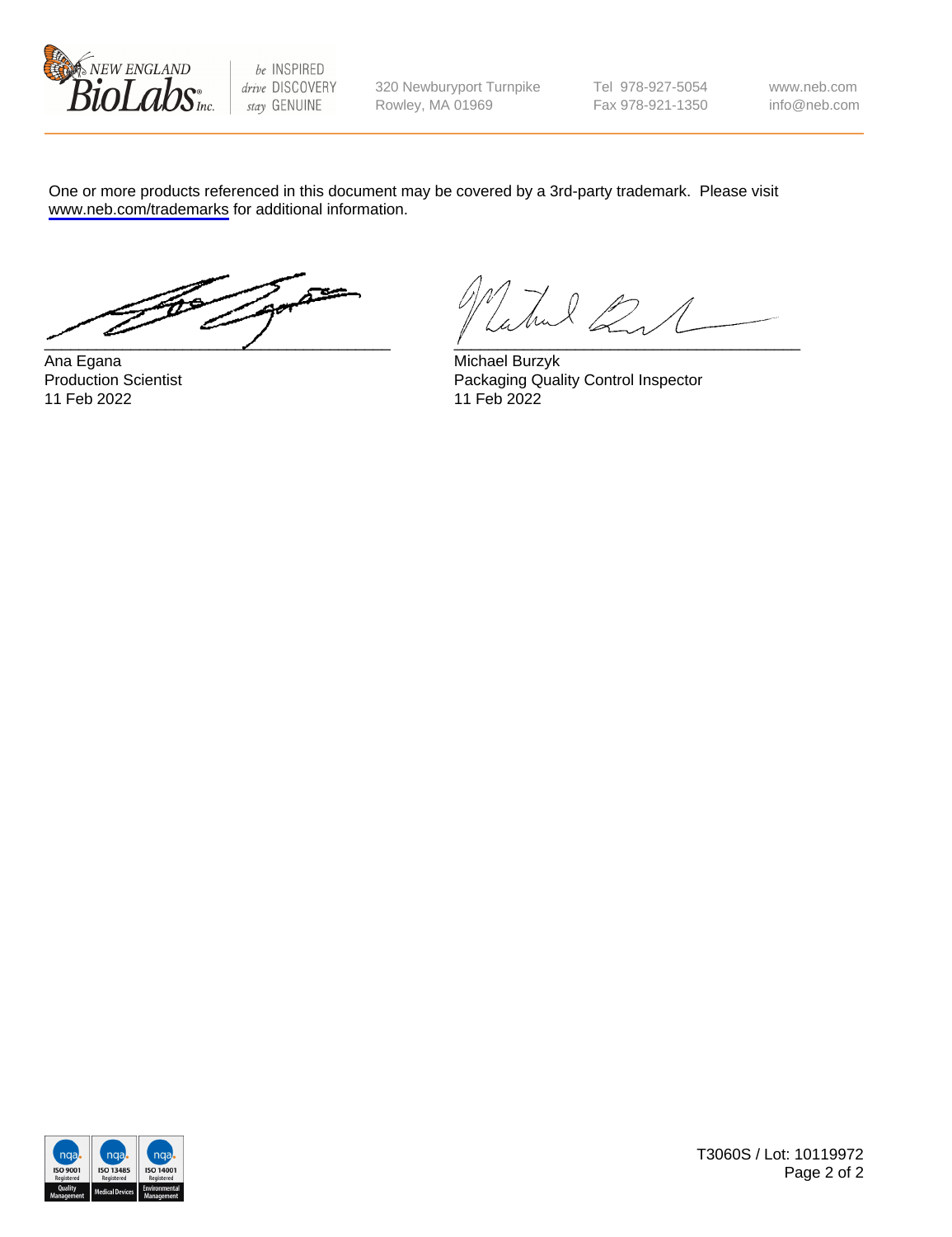One or more products referenced in this document may be covered by a 3rd-party trademark. Please visit www.neb.com/trademarks for additional information.

Ana Egana
Production Scientist
11 Feb 2022

Michael Burzyk
Packaging Quality Control Inspector
11 Feb 2022

T3060S / Lot: 10119972